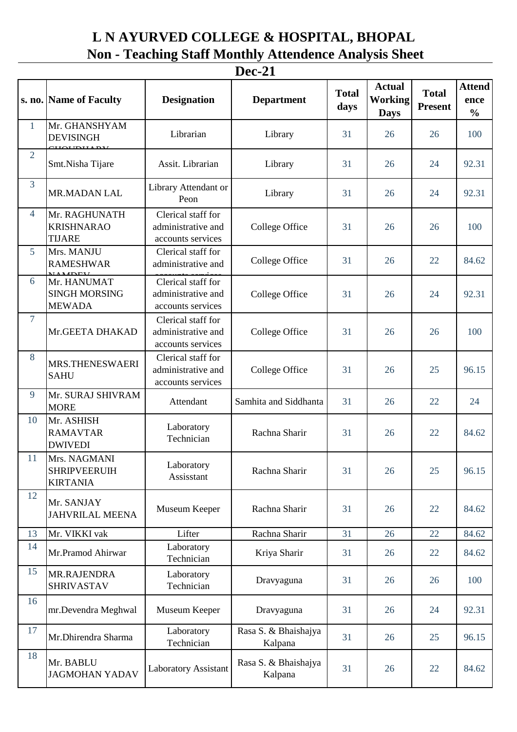# L N AYURVED COLLEGE & HOSPITAL, BHOPAL

## Non - Teaching Staff Monthly Attendence Analysis Sheet

### Dec-21

| s. no. | Name of Faculty | Designation | Department | Total days | Actual Working Days | Total Present | Attendence % |
|---|---|---|---|---|---|---|---|
| 1 | Mr. GHANSHYAM DEVISINGH CHOUDHARY | Librarian | Library | 31 | 26 | 26 | 100 |
| 2 | Smt.Nisha Tijare | Assit. Librarian | Library | 31 | 26 | 24 | 92.31 |
| 3 | MR.MADAN LAL | Library Attendant or Peon | Library | 31 | 26 | 24 | 92.31 |
| 4 | Mr. RAGHUNATH KRISHNARAO TIJARE | Clerical staff for administrative and accounts services | College Office | 31 | 26 | 26 | 100 |
| 5 | Mrs. MANJU RAMESHWAR NAMDEV | Clerical staff for administrative and accounts services | College Office | 31 | 26 | 22 | 84.62 |
| 6 | Mr. HANUMAT SINGH MORSING MEWADA | Clerical staff for administrative and accounts services | College Office | 31 | 26 | 24 | 92.31 |
| 7 | Mr.GEETA DHAKAD | Clerical staff for administrative and accounts services | College Office | 31 | 26 | 26 | 100 |
| 8 | MRS.THENESWAERI SAHU | Clerical staff for administrative and accounts services | College Office | 31 | 26 | 25 | 96.15 |
| 9 | Mr. SURAJ SHIVRAM MORE | Attendant | Samhita and Siddhanta | 31 | 26 | 22 | 24 |
| 10 | Mr. ASHISH RAMAVTAR DWIVEDI | Laboratory Technician | Rachna Sharir | 31 | 26 | 22 | 84.62 |
| 11 | Mrs. NAGMANI SHRIPVEERUIH KIRTANIA | Laboratory Assisstant | Rachna Sharir | 31 | 26 | 25 | 96.15 |
| 12 | Mr. SANJAY JAHVRILAL MEENA | Museum Keeper | Rachna Sharir | 31 | 26 | 22 | 84.62 |
| 13 | Mr. VIKKI vak | Lifter | Rachna Sharir | 31 | 26 | 22 | 84.62 |
| 14 | Mr.Pramod Ahirwar | Laboratory Technician | Kriya Sharir | 31 | 26 | 22 | 84.62 |
| 15 | MR.RAJENDRA SHRIVASTAV | Laboratory Technician | Dravyaguna | 31 | 26 | 26 | 100 |
| 16 | mr.Devendra Meghwal | Museum Keeper | Dravyaguna | 31 | 26 | 24 | 92.31 |
| 17 | Mr.Dhirendra Sharma | Laboratory Technician | Rasa S. & Bhaishajya Kalpana | 31 | 26 | 25 | 96.15 |
| 18 | Mr. BABLU JAGMOHAN YADAV | Laboratory Assistant | Rasa S. & Bhaishajya Kalpana | 31 | 26 | 22 | 84.62 |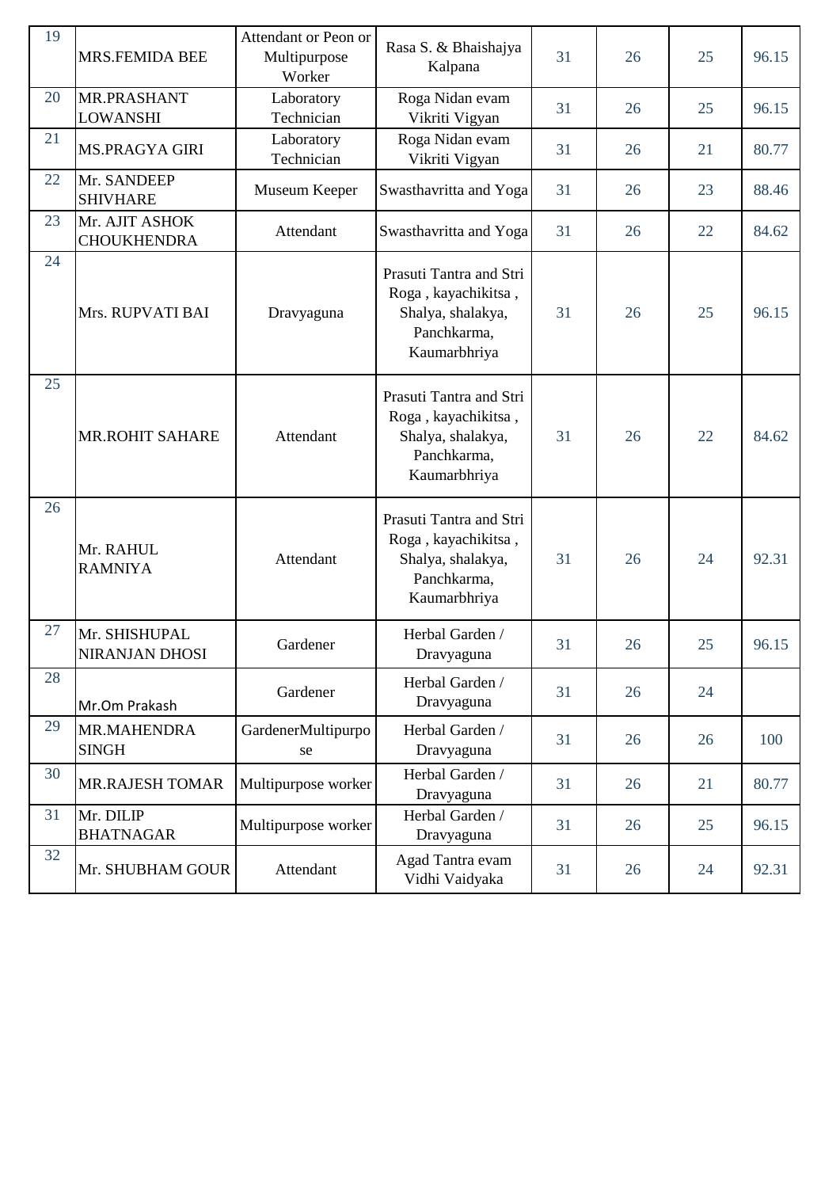| | | | | | | | |
|---|---|---|---|---|---|---|---|
| 19 | MRS.FEMIDA BEE | Attendant or Peon or Multipurpose Worker | Rasa S. & Bhaishajya Kalpana | 31 | 26 | 25 | 96.15 |
| 20 | MR.PRASHANT LOWANSHI | Laboratory Technician | Roga Nidan evam Vikriti Vigyan | 31 | 26 | 25 | 96.15 |
| 21 | MS.PRAGYA GIRI | Laboratory Technician | Roga Nidan evam Vikriti Vigyan | 31 | 26 | 21 | 80.77 |
| 22 | Mr. SANDEEP SHIVHARE | Museum Keeper | Swasthavritta and Yoga | 31 | 26 | 23 | 88.46 |
| 23 | Mr. AJIT ASHOK CHOUKHENDRA | Attendant | Swasthavritta and Yoga | 31 | 26 | 22 | 84.62 |
| 24 | Mrs. RUPVATI BAI | Dravyaguna | Prasuti Tantra and Stri Roga , kayachikitsa , Shalya, shalakya, Panchkarma, Kaumarbhriya | 31 | 26 | 25 | 96.15 |
| 25 | MR.ROHIT SAHARE | Attendant | Prasuti Tantra and Stri Roga , kayachikitsa , Shalya, shalakya, Panchkarma, Kaumarbhriya | 31 | 26 | 22 | 84.62 |
| 26 | Mr. RAHUL RAMNIYA | Attendant | Prasuti Tantra and Stri Roga , kayachikitsa , Shalya, shalakya, Panchkarma, Kaumarbhriya | 31 | 26 | 24 | 92.31 |
| 27 | Mr. SHISHUPAL NIRANJAN DHOSI | Gardener | Herbal Garden / Dravyaguna | 31 | 26 | 25 | 96.15 |
| 28 | Mr.Om Prakash | Gardener | Herbal Garden / Dravyaguna | 31 | 26 | 24 | |
| 29 | MR.MAHENDRA SINGH | GardenerMultipurpose | Herbal Garden / Dravyaguna | 31 | 26 | 26 | 100 |
| 30 | MR.RAJESH TOMAR | Multipurpose worker | Herbal Garden / Dravyaguna | 31 | 26 | 21 | 80.77 |
| 31 | Mr. DILIP BHATNAGAR | Multipurpose worker | Herbal Garden / Dravyaguna | 31 | 26 | 25 | 96.15 |
| 32 | Mr. SHUBHAM GOUR | Attendant | Agad Tantra evam Vidhi Vaidyaka | 31 | 26 | 24 | 92.31 |